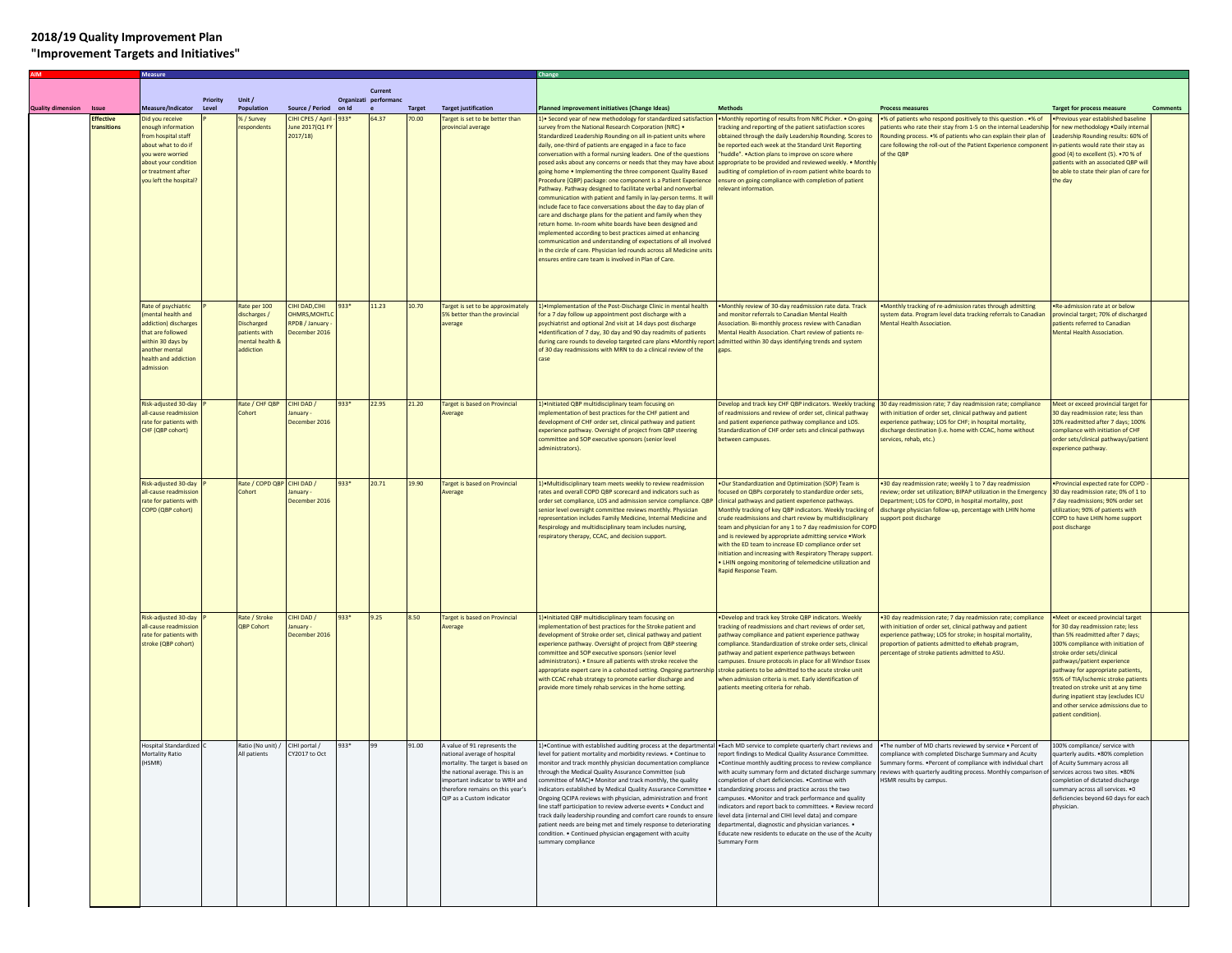# 2018/19 Quality Improvement Plan
## "Improvement Targets and Initiatives"

| AIM | | Measure | | | | | | | | Change | | | | |
|---|---|---|---|---|---|---|---|---|---|---|---|---|---|---|
| Quality dimension | Issue | Measure/Indicator | Priority Level | Unit / Population | Source / Period | Organization Id | Current performance | Target | Target justification | Planned improvement initiatives (Change Ideas) | Methods | Process measures | Target for process measure | Comments |
| | Effective transitions | Did you receive enough information from hospital staff about what to do if you were worried about your condition or treatment after you left the hospital? | P | % / Survey respondents | CIHI CPES / April - June 2017(Q1 FY 2017/18) | 933* | 64.37 | 70.00 | Target is set to be better than provincial average | 1)• Second year of new methodology for standardized satisfaction survey from the National Research Corporation (NRC) • Standardized Leadership Rounding on all in-patient units where daily, one-third of patients are engaged in a face to face conversation with a formal nursing leaders. One of the questions posed asks about any concerns or needs that they may have about going home • Implementing the three component Quality Based Procedure (QBP) package: one component is a Patient Experience Pathway. Pathway designed to facilitate verbal and nonverbal communication with patient and family in lay-person terms. It will include face to face conversations about the day to day plan of care and discharge plans for the patient and family when they return home. In-room white boards have been designed and implemented according to best practices aimed at enhancing communication and understanding of expectations of all involved in the circle of care. Physician led rounds across all Medicine units ensures entire care team is involved in Plan of Care. | •Monthly reporting of results from NRC Picker. • On-going tracking and reporting of the patient satisfaction scores obtained through the daily Leadership Rounding. Scores to be reported each week at the Standard Unit Reporting "huddle". •Action plans to improve on score where appropriate to be provided and reviewed weekly. • Monthly auditing of completion of in-room patient white boards to ensure on going compliance with completion of patient relevant information. | •% of patients who respond positively to this question . •% of patients who rate their stay from 1-5 on the internal Leadership Rounding process. •% of patients who can explain their plan of care following the roll-out of the Patient Experience component of the QBP | •Previous year established baseline for new methodology •Daily internal Leadership Rounding results: 60% of in-patients would rate their stay as good (4) to excellent (5). •70 % of patients with an associated QBP will be able to state their plan of care for the day | |
| | | Rate of psychiatric (mental health and addiction) discharges that are followed within 30 days by another mental health and addiction admission | P | Rate per 100 discharges / Discharged patients with mental health & addiction | CIHI DAD,CIHI OHMRS,MOHTLC RPDB / January - December 2016 | 933* | 11.23 | 10.70 | Target is set to be approximately 5% better than the provincial average | 1)•Implementation of the Post-Discharge Clinic in mental health for a 7 day follow up appointment post discharge with a psychiatrist and optional 2nd visit at 14 days post discharge •Identification of 7 day, 30 day and 90 day readmits of patients during care rounds to develop targeted care plans •Monthly report of 30 day readmissions with MRN to do a clinical review of the case | •Monthly review of 30-day readmission rate data. Track and monitor referrals to Canadian Mental Health Association. Bi-monthly process review with Canadian Mental Health Association. Chart review of patients re-admitted within 30 days identifying trends and system gaps. | •Monthly tracking of re-admission rates through admitting system data. Program level data tracking referrals to Canadian Mental Health Association. | •Re-admission rate at or below provincial target; 70% of discharged patients referred to Canadian Mental Health Association. | |
| | | Risk-adjusted 30-day all-cause readmission rate for patients with CHF (QBP cohort) | P | Rate / CHF QBP Cohort | CIHI DAD / January - December 2016 | 933* | 22.95 | 21.20 | Target is based on Provincial Average | 1)•Initiated QBP multidisciplinary team focusing on implementation of best practices for the CHF patient and development of CHF order set, clinical pathway and patient experience pathway. Oversight of project from QBP steering committee and SOP executive sponsors (senior level administrators). | Develop and track key CHF QBP indicators. Weekly tracking of readmissions and review of order set, clinical pathway and patient experience pathway compliance and LOS. Standardization of CHF order sets and clinical pathways between campuses. | 30 day readmission rate; 7 day readmission rate; compliance with initiation of order set, clinical pathway and patient experience pathway; LOS for CHF; in hospital mortality, discharge destination (i.e. home with CCAC, home without services, rehab, etc.) | Meet or exceed provincial target for 30 day readmission rate; less than 10% readmitted after 7 days; 100% compliance with initiation of CHF order sets/clinical pathways/patient experience pathway. | |
| | | Risk-adjusted 30-day all-cause readmission rate for patients with COPD (QBP cohort) | P | Rate / COPD QBP Cohort | CIHI DAD / January - December 2016 | 933* | 20.71 | 19.90 | Target is based on Provincial Average | 1)•Multidisciplinary team meets weekly to review readmission rates and overall COPD QBP scorecard and indicators such as order set compliance, LOS and admission service compliance. QBP senior level oversight committee reviews monthly. Physician representation includes Family Medicine, Internal Medicine and Respirology and multidisciplinary team includes nursing, respiratory therapy, CCAC, and decision support. | •Our Standardization and Optimization (SOP) Team is focused on QBPs corporately to standardize order sets, clinical pathways and patient experience pathways. Monthly tracking of key QBP indicators. Weekly tracking of crude readmissions and chart review by multidisciplinary team and physician for any 1 to 7 day readmission for COPD and is reviewed by appropriate admitting service •Work with the ED team to increase ED compliance order set initiation and increasing with Respiratory Therapy support. • LHIN ongoing monitoring of telemedicine utilization and Rapid Response Team. | •30 day readmission rate; weekly 1 to 7 day readmission review; order set utilization; BIPAP utilization in the Emergency Department; LOS for COPD, in hospital mortality, post discharge physician follow-up, percentage with LHIN home support post discharge | •Provincial expected rate for COPD - 30 day readmission rate; 0% of 1 to 7 day readmissions; 90% order set utilization; 90% of patients with COPD to have LHIN home support post discharge | |
| | | Risk-adjusted 30-day all-cause readmission rate for patients with stroke (QBP cohort) | P | Rate / Stroke QBP Cohort | CIHI DAD / January - December 2016 | 933* | 9.25 | 8.50 | Target is based on Provincial Average | 1)•Initiated QBP multidisciplinary team focusing on implementation of best practices for the Stroke patient and development of Stroke order set, clinical pathway and patient experience pathway. Oversight of project from QBP steering committee and SOP executive sponsors (senior level administrators). • Ensure all patients with stroke receive the appropriate expert care in a cohosted setting. Ongoing partnership with CCAC rehab strategy to promote earlier discharge and provide more timely rehab services in the home setting. | •Develop and track key Stroke QBP indicators. Weekly tracking of readmissions and chart reviews of order set, pathway compliance and patient experience pathway compliance. Standardization of stroke order sets, clinical pathway and patient experience pathways between campuses. Ensure protocols in place for all Windsor Essex stroke patients to be admitted to the acute stroke unit when admission criteria is met. Early identification of patients meeting criteria for rehab. | •30 day readmission rate; 7 day readmission rate; compliance with initiation of order set, clinical pathway and patient experience pathway; LOS for stroke; in hospital mortality, proportion of patients admitted to eRehab program, percentage of stroke patients admitted to ASU. | •Meet or exceed provincial target for 30 day readmission rate; less than 5% readmitted after 7 days; 100% compliance with initiation of stroke order sets/clinical pathways/patient experience pathway for appropriate patients, 95% of TIA/ischemic stroke patients treated on stroke unit at any time during inpatient stay (excludes ICU and other service admissions due to patient condition). | |
| | | Hospital Standardized Mortality Ratio (HSMR) | C | Ratio (No unit) / All patients | CIHI portal / CY2017 to Oct | 933* | 99 | 91.00 | A value of 91 represents the national average of hospital mortality. The target is based on the national average. This is an important indicator to WRH and therefore remains on this year's QIP as a Custom indicator | 1)•Continue with established auditing process at the departmental level for patient mortality and morbidity reviews. • Continue to monitor and track monthly physician documentation compliance through the Medical Quality Assurance Committee (sub committee of MAC)• Monitor and track monthly, the quality indicators established by Medical Quality Assurance Committee • Ongoing QCIPA reviews with physician, administration and front line staff participation to review adverse events • Conduct and track daily leadership rounding and comfort care rounds to ensure patient needs are being met and timely response to deteriorating condition. • Continued physician engagement with acuity summary compliance | •Each MD service to complete quarterly chart reviews and report findings to Medical Quality Assurance Committee. •Continue monthly auditing process to review compliance with acuity summary form and dictated discharge summary completion of chart deficiencies. •Continue with standardizing process and practice across the two campuses. •Monitor and track performance and quality indicators and report back to committees. • Review record level data (internal and CIHI level data) and compare departmental, diagnostic and physician variances. • Educate new residents to educate on the use of the Acuity Summary Form | •The number of MD charts reviewed by service • Percent of compliance with completed Discharge Summary and Acuity Summary forms. •Percent of compliance with individual chart reviews with quarterly auditing process. Monthly comparison of HSMR results by campus. | 100% compliance/ service with quarterly audits. •80% completion of Acuity Summary across all services across two sites. •80% completion of dictated discharge summary across all services. •0 deficiencies beyond 60 days for each physician. | |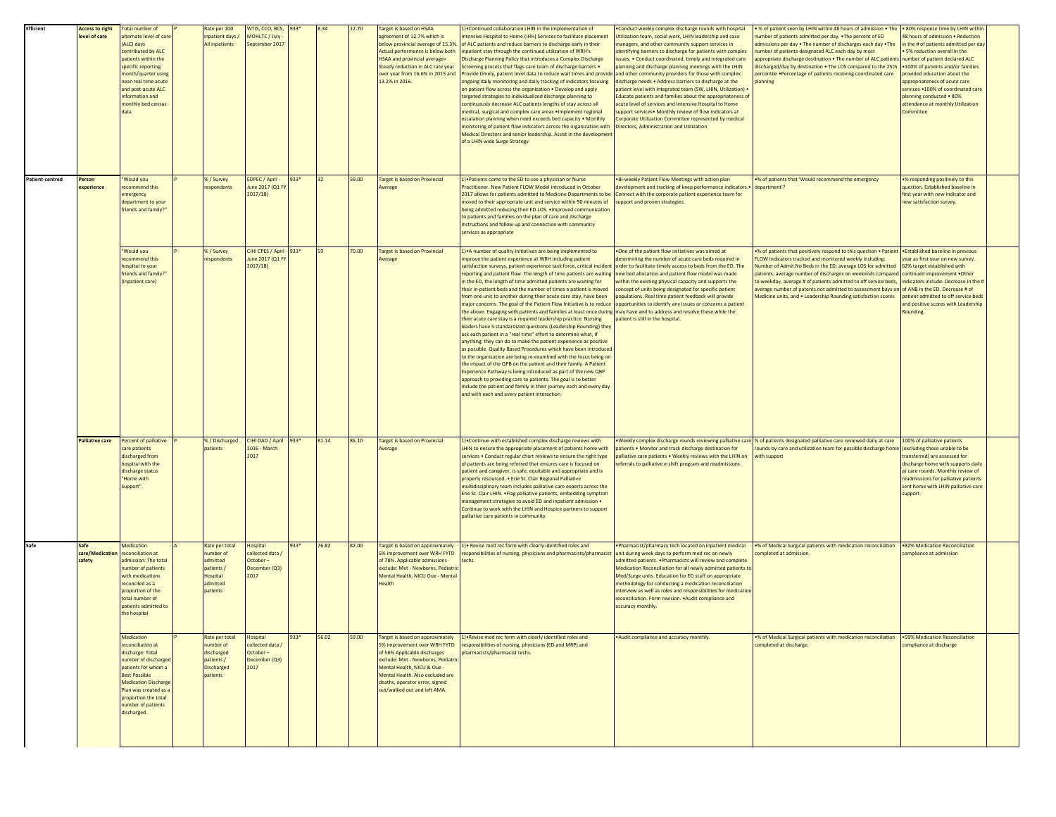| Efficient | Access to right level of care | Total number of alternate level of care (ALC) days contributed by ALC patients within the specific reporting month/quarter using near-real time acute and post-acute ALC information and monthly bed census data | P | Rate per 100 inpatient days / All inpatients | WTIS, CCO, BCS, MOHLTC / July - September 2017 | 933* | 8.34 | 12.70 | Target is based on HSAA agreement of 12.7% which is below provincial average of 15.3%. Actual performance is below both HSAA and provincial average> Steady reduction in ALC rate year over year from 16.6% in 2015 and 13.2% in 2016. | 1)•Continued collaboration LHIN in the implementation of Intensive Hospital to Home (IHH) Services to facilitate placement of ALC patients and reduce barriers to discharge early in their inpatient stay through the continued utilization of WRH's Discharge Planning Policy that introduces a Complex Discharge Screening process that flags care team of discharge barriers • Provide timely, patient level data to reduce wait times and provide ongoing daily monitoring and daily tracking of indicators focusing on patient flow across the organization • Develop and apply targeted strategies to individualized discharge planning to continuously decrease ALC patients lengths of stay across all medical, surgical and complex care areas •Implement regional escalation planning when need exceeds bed capacity • Monthly monitoring of patient flow indicators across the organization with Medical Directors and senior leadership. Assist in the development of a LHIN wide Surge Strategy. | •Conduct weekly complex discharge rounds with hospital Utilization team, social work, LHIN leadership and case managers, and other community support services in identifying barriers to discharge for patients with complex issues. • Conduct coordinated, timely and integrated care planning and discharge planning meetings with the LHIN and other community providers for those with complex discharge needs • Address barriers to discharge at the patient level with integrated team (SW, LHIN, Utilization) • Educate patients and families about the appropriateness of acute level of services and Intensive Hospital to Home support services• Monthly review of flow indicators at Corporate Utilization Committee represented by medical Directors, Administration and Utilization | • % of patient seen by LHIN within 48 hours of admission • The number of patients admitted per day. •The percent of ED admissions per day • The number of discharges each day •The number of patients designated ALC each day by most appropriate discharge destination • The number of ALC patients discharged/day by destination • The LOS compared to the 25th percentile •Percentage of patients receiving coordinated care planning | • 80% response time by LHIN within 48 hours of admission • Reduction in the # of patients admitted per day • 5% reduction overall in the number of patient declared ALC •100% of patients and/or families provided education about the appropriateness of acute care services •100% of coordinated care planning conducted • 80% attendance at monthly Utilization Committee | |
|---|---|---|---|---|---|---|---|---|---|---|---|---|---|---|
| Patient-centred | Person experience | "Would you recommend this emergency department to your friends and family?" | P | % / Survey respondents | EDPEC / April - June 2017 (Q1 FY 2017/18) | 933* | 32 | 59.00 | Target is based on Provincial Average | 1)•Patients come to the ED to see a physician or Nurse Practitioner. New Patient FLOW Model introduced in October 2017 allows for patients admitted to Medicine Departments to be moved to their appropriate unit and service within 90 minutes of being admitted reducing their ED LOS. •Improved communication to patients and families on the plan of care and discharge instructions and follow up and connection with community services as appropriate | •Bi-weekly Patient Flow Meetings with action plan development and tracking of keep performance indicators • Connect with the corporate patient experience team for support and proven strategies. | •% of patients that 'Would recommend the emergency department'? | •% responding positively to this question. Established baseline in first year with new indicator and new satisfaction survey. | |
| | | "Would you recommend this hospital to your friends and family?" (Inpatient care) | P | % / Survey respondents | CIHI CPES / April - June 2017 (Q1 FY 2017/18) | 933* | 59 | 70.00 | Target is based on Provincial Average | 1)•A number of quality initiatives are being implemented to improve the patient experience at WRH including patient satisfaction surveys, patient experience task force, critical incident reporting and patient flow. The length of time patients are waiting in the ED, the length of time admitted patients are waiting for their in-patient beds and the number of times a patient is moved from one unit to another during their acute care stay, have been major concerns. The goal of the Patient Flow Initiative is to reduce the above. Engaging with patients and families at least once during their acute care stay is a required leadership practice. Nursing leaders have 5 standardized questions (Leadership Rounding) they ask each patient in a "real time" effort to determine what, if anything, they can do to make the patient experience as positive as possible. Quality Based Procedures which have been introduced to the organization are being re-examined with the focus being on the impact of the QPB on the patient and their family. A Patient Experience Pathway is being introduced as part of the new QBP approach to providing care to patients. The goal is to better include the patient and family in their journey each and every day and with each and every patient interaction. | •One of the patient flow initiatives was aimed at determining the number of acute care beds required in order to facilitate timely access to beds from the ED. The new bed allocation and patient flow model was made within the existing physical capacity and supports the concept of units being designated for specific patient populations. Real time patient feedback will provide opportunities to identify any issues or concerns a patient may have and to address and resolve these while the patient is still in the hospital. | •% of patients that positively respond to this question • Patient FLOW Indicators tracked and monitored weekly including: Number of Admit No Beds in the ED; average LOS for admitted patients; average number of discharges on weekends compared to weekday, average # of patients admitted to off service beds, average number of patents not admitted to assessment bays on Medicine units, and • Leadership Rounding satisfaction scores | •Established baseline in previous year as first year on new survey. 62% target established with continued improvement •Other indicators include: Decrease in the # of ANB in the ED. Decrease # of patient admitted to off service beds and positive scores with Leadership Rounding. | |
| | Palliative care | Percent of palliative care patients discharged from hospital with the discharge status "Home with Support". | P | % / Discharged patients | CIHI DAD / April 2016 - March 2017 | 933* | 81.14 | 85.10 | Target is based on Provincial Average | 1)•Continue with established complex discharge reviews with LHIN to ensure the appropriate placement of patients home with services • Conduct regular chart reviews to ensure the right type of patients are being referred that ensures care is focused on patient and caregiver, is safe, equitable and appropriate and is properly resourced. • Erie St. Clair Regional Palliative multidisciplinary team includes palliative care experts across the Erie St. Clair LHIN. •Flag palliative patients, embedding symptom management strategies to avoid ED and inpatient admission • Continue to work with the LHIN and Hospice partners to support palliative care patients in community. | •Weekly complex discharge rounds reviewing palliative care patients • Monitor and track discharge destination for palliative care patients • Weekly reviews with the LHIN on referrals to palliative e-shift program and readmissions | % of patients designated palliative care reviewed daily at care rounds by care and utilization team for possible discharge home with support | 100% of palliative patients (excluding those unable to be transferred) are assessed for discharge home with supports daily at care rounds. Monthly review of readmissions for palliative patients sent home with LHIN palliative care support. | |
| Safe | Safe care/Medication safety | Medication reconciliation at admission: The total number of patients with medications reconciled as a proportion of the total number of patients admitted to the hospital | A | Rate per total number of admitted patients / Hospital admitted patients | Hospital collected data / October – December (Q3) 2017 | 933* | 76.82 | 82.00 | Target is based on approximately 5% improvement over WRH FYTD of 78%. Applicable admissions exclude: Met - Newborns, Pediatric Mental Health, NICU Oue - Mental Health | 1)• Revise med rec form with clearly identified roles and responsibilities of nursing, physicians and pharmacists/pharmacist techs. | •Pharmacist/pharmacy tech located on inpatient medical unit during week days to perform med rec on newly admitted patients. •Pharmacists will review and complete Medication Reconciliation for all newly admitted patients to Med/Surge units. Education for ED staff on appropriate methodology for conducting a medication reconciliation interview as well as roles and responsibilities for medication reconciliation. Form revision. •Audit compliance and accuracy monthly. | •% of Medical Surgical patients with medication reconciliation completed at admission. | •82% Medication Reconciliation compliance at admission | |
| | | Medication reconciliation at discharge: Total number of discharged patients for whom a Best Possible Medication Discharge Plan was created as a proportion the total number of patients discharged. | P | Rate per total number of discharged patients / Discharged patients | Hospital collected data / October – December (Q3) 2017 | 933* | 56.02 | 59.00 | Target is based on approximately 5% improvement over WRH FYTD of 56% Applicable discharges exclude: Met - Newborns, Pediatric Mental Health, NICU & Oue - Mental Health. Also excluded are deaths, operator error, signed out/walked out and left AMA. | 1)•Revise med rec form with clearly identified roles and responsibilities of nursing, physicians (ED and MRP) and pharmacists/pharmacist techs. | •Audit compliance and accuracy monthly. | •% of Medical Surgical patients with medication reconciliation completed at discharge. | •59% Medication Reconciliation compliance at discharge | |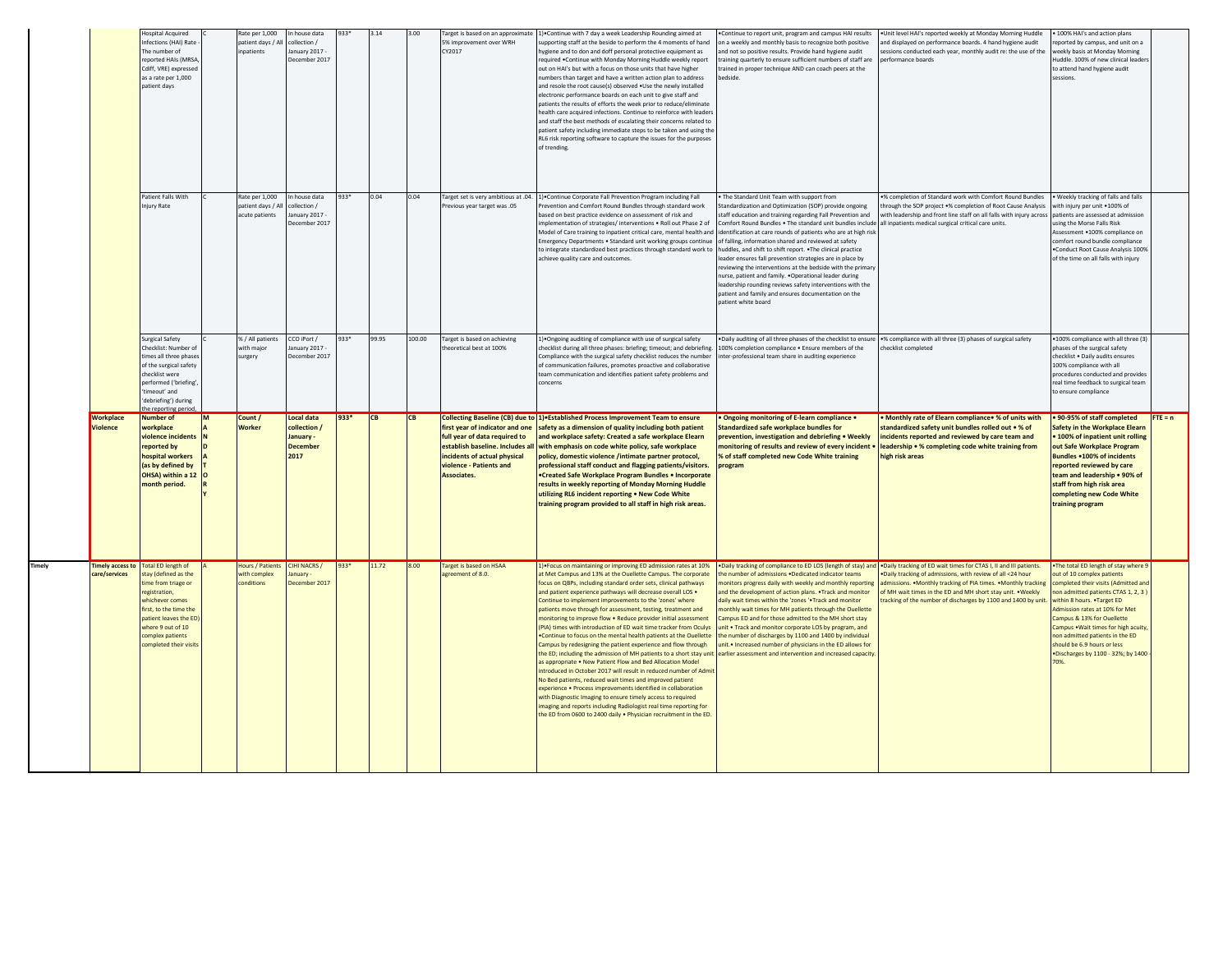| | | | | | | | | | | | | | | | |
|---|---|---|---|---|---|---|---|---|---|---|---|---|---|---|---|
| | | Hospital Acquired Infections (HAI) Rate - The number of reported HAIs (MRSA, Cdiff, VRE) expressed as a rate per 1,000 patient days | C | Rate per 1,000 patient days / All inpatients | In house data collection / January 2017 - December 2017 | 933* | 3.14 | 3.00 | Target is based on an approximate 5% improvement over WRH CY2017 | 1)•Continue with 7 day a week Leadership Rounding aimed at supporting staff at the beside to perform the 4 moments of hand hygiene and to don and doff personal protective equipment as required •Continue with Monday Morning Huddle weekly report out on HAI's but with a focus on those units that have higher numbers than target and have a written action plan to address and resole the root cause(s) observed •Use the newly installed electronic performance boards on each unit to give staff and patients the results of efforts the week prior to reduce/eliminate health care acquired infections. Continue to reinforce with leaders and staff the best methods of escalating their concerns related to patient safety including immediate steps to be taken and using the RL6 risk reporting software to capture the issues for the purposes of trending. | •Continue to report unit, program and campus HAI results on a weekly and monthly basis to recognize both positive and not so positive results. Provide hand hygiene audit training quarterly to ensure sufficient numbers of staff are trained in proper technique AND can coach peers at the bedside. | •Unit level HAI's reported weekly at Monday Morning Huddle and displayed on performance boards. 4 hand hygiene audit sessions conducted each year, monthly audit re: the use of the performance boards | • 100% HAI's and action plans reported by campus, and unit on a weekly basis at Monday Morning Huddle. 100% of new clinical leaders to attend hand hygiene audit sessions. | |
| | | Patient Falls With Injury Rate | C | Rate per 1,000 patient days / All acute patients | In house data collection / January 2017 - December 2017 | 933* | 0.04 | 0.04 | Target set is very ambitious at .04. Previous year target was .05 | 1)•Continue Corporate Fall Prevention Program including Fall Prevention and Comfort Round Bundles through standard work based on best practice evidence on assessment of risk and implementation of strategies/ interventions • Roll out Phase 2 of Model of Care training to inpatient critical care, mental health and Emergency Departments • Standard unit working groups continue to integrate standardized best practices through standard work to achieve quality care and outcomes. | • The Standard Unit Team with support from Standardization and Optimization (SOP) provide ongoing staff education and training regarding Fall Prevention and Comfort Round Bundles • The standard unit bundles include identification at care rounds of patients who are at high risk of falling, information shared and reviewed at safety huddles, and shift to shift report. •The clinical practice leader ensures fall prevention strategies are in place by reviewing the interventions at the bedside with the primary nurse, patient and family. •Operational leader during leadership rounding reviews safety interventions with the patient and family and ensures documentation on the patient white board | •% completion of Standard work with Comfort Round Bundles through the SOP project •% completion of Root Cause Analysis with leadership and front line staff on all falls with injury across all inpatients medical surgical critical care units. | • Weekly tracking of falls and falls with injury per unit •100% of patients are assessed at admission using the Morse Falls Risk Assessment •100% compliance on comfort round bundle compliance •Conduct Root Cause Analysis 100% of the time on all falls with injury | |
| | | Surgical Safety Checklist: Number of times all three phases of the surgical safety checklist were performed ('briefing', 'timeout' and 'debriefing') during the reporting period, | C | % / All patients with major surgery | CCO iPort / January 2017 - December 2017 | 933* | 99.95 | 100.00 | Target is based on achieving theoretical best at 100% | 1)•Ongoing auditing of compliance with use of surgical safety checklist during all three phases: briefing; timeout; and debriefing. Compliance with the surgical safety checklist reduces the number of communication failures, promotes proactive and collaborative team communication and identifies patient safety problems and concerns | •Daily auditing of all three phases of the checklist to ensure 100% completion compliance • Ensure members of the inter-professional team share in auditing experience | •% compliance with all three (3) phases of surgical safety checklist completed | •100% compliance with all three (3) phases of the surgical safety checklist • Daily audits ensures 100% compliance with all procedures conducted and provides real time feedback to surgical team to ensure compliance | |
| | **Workplace Violence** | **Number of workplace violence incidents reported by hospital workers (as by defined by OHSA) within a 12 month period.** | **MANDATORY** | **Count / Worker** | **Local data collection / January - December 2017** | **933*** | **CB** | **CB** | **Collecting Baseline (CB) due to first year of indicator and one full year of data required to establish baseline. Includes all incidents of actual physical violence - Patients and Associates.** | **1)•Established Process Improvement Team to ensure safety as a dimension of quality including both patient and workplace safety: Created a safe workplace Elearn with emphasis on code white policy, safe workplace policy, domestic violence /intimate partner protocol, professional staff conduct and flagging patients/visitors. •Created Safe Workplace Program Bundles • Incorporate results in weekly reporting of Monday Morning Huddle utilizing RL6 incident reporting • New Code White training program provided to all staff in high risk areas.** | **• Ongoing monitoring of E-learn compliance • Standardized safe workplace bundles for prevention, investigation and debriefing • Weekly monitoring of results and review of every incident • % of staff completed new Code White training program** | **• Monthly rate of Elearn compliance• % of units with standardized safety unit bundles rolled out • % of incidents reported and reviewed by care team and leadership • % completing code white training from high risk areas** | **• 90-95% of staff completed Safety in the Workplace Elearn • 100% of inpatient unit rolling out Safe Workplace Program Bundles •100% of incidents reported reviewed by care team and leadership • 90% of staff from high risk area completing new Code White training program** | **FTE = n** |
| Timely | Timely access to care/services | Total ED length of stay (defined as the time from triage or registration, whichever comes first, to the time the patient leaves the ED) where 9 out of 10 complex patients completed their visits | A | Hours / Patients with complex conditions | CIHI NACRS / January - December 2017 | 933* | 11.72 | 8.00 | Target is based on HSAA agreement of 8.0. | 1)•Focus on maintaining or improving ED admission rates at 10% at Met Campus and 13% at the Ouellette Campus. The corporate focus on QBPs, including standard order sets, clinical pathways and patient experience pathways will decrease overall LOS • Continue to implement improvements to the 'zones' where patients move through for assessment, testing, treatment and monitoring to improve flow • Reduce provider initial assessment (PIA) times with introduction of ED wait time tracker from Oculys •Continue to focus on the mental health patients at the Ouellette Campus by redesigning the patient experience and flow through the ED; including the admission of MH patients to a short stay unit as appropriate • New Patient Flow and Bed Allocation Model introduced in October 2017 will result in reduced number of Admit No Bed patients, reduced wait times and improved patient experience • Process improvements identified in collaboration with Diagnostic Imaging to ensure timely access to required imaging and reports including Radiologist real time reporting for the ED from 0600 to 2400 daily • Physician recruitment in the ED. | •Daily tracking of compliance to ED LOS (length of stay) and the number of admissions •Dedicated indicator teams monitors progress daily with weekly and monthly reporting and the development of action plans. •Track and monitor daily wait times within the 'zones '•Track and monitor monthly wait times for MH patients through the Ouellette Campus ED and for those admitted to the MH short stay unit • Track and monitor corporate LOS by program, and the number of discharges by 1100 and 1400 by individual unit.• Increased number of physicians in the ED allows for earlier assessment and intervention and increased capacity. | •Daily tracking of ED wait times for CTAS I, II and III patients. •Daily tracking of admissions, with review of all <24 hour admissions. •Monthly tracking of PIA times. •Monthly tracking of MH wait times in the ED and MH short stay unit. •Weekly tracking of the number of discharges by 1100 and 1400 by unit. | •The total ED length of stay where 9 out of 10 complex patients completed their visits (Admitted and non admitted patients CTAS 1, 2, 3 ) within 8 hours. •Target ED Admission rates at 10% for Met Campus & 13% for Ouellette Campus •Wait times for high acuity, non admitted patients in the ED should be 6.9 hours or less •Discharges by 1100 - 32%; by 1400 - 70%. | |